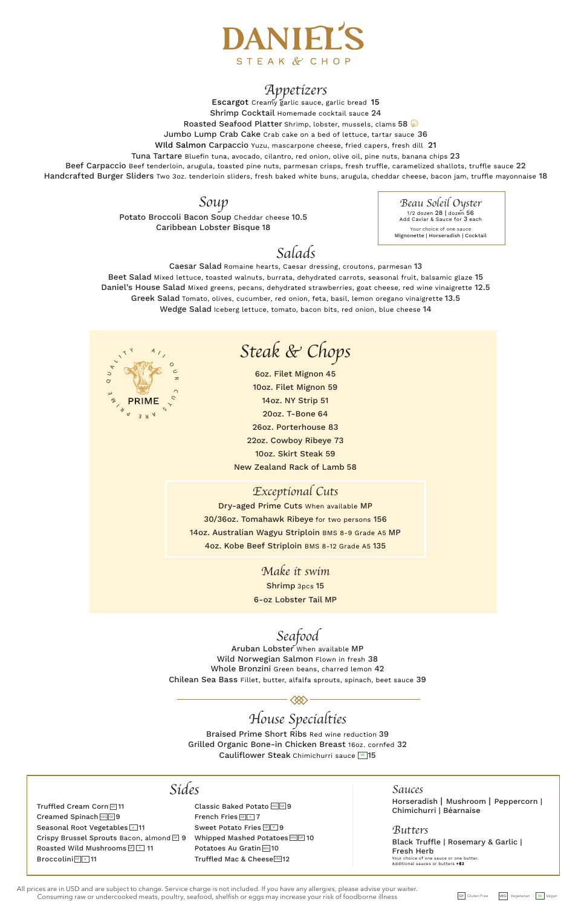# DANIEL'S

STEAK & CHOP

## Appetizers

**Escargot** Creamy garlic sauce, garlic bread 15
**Shrimp Cocktail** Homemade cocktail sauce 24
**Roasted Seafood Platter** Shrimp, lobster, mussels, clams 58
**Jumbo Lump Crab Cake** Crab cake on a bed of lettuce, tartar sauce 36
**WIld Salmon Carpaccio** Yuzu, mascarpone cheese, fried capers, fresh dill 21
**Tuna Tartare** Bluefin tuna, avocado, cilantro, red onion, olive oil, pine nuts, banana chips 23
**Beef Carpaccio** Beef tenderloin, arugula, toasted pine nuts, parmesan crisps, fresh truffle, caramelized shallots, truffle sauce 22
**Handcrafted Burger Sliders** Two 3oz. tenderloin sliders, fresh baked white buns, arugula, cheddar cheese, bacon jam, truffle mayonnaise 18

## Soup

**Potato Broccoli Bacon Soup** Cheddar cheese 10.5
**Caribbean Lobster Bisque** 18

### Beau Soleil Oyster

1/2 dozen 28 | dozen 56
Add Caviar & Sauce for 3 each

Your choice of one sauce
Mignonette | Horseradish | Cocktail

## Salads

**Caesar Salad** Romaine hearts, Caesar dressing, croutons, parmesan 13
**Beet Salad** Mixed lettuce, toasted walnuts, burrata, dehydrated carrots, seasonal fruit, balsamic glaze 15
**Daniel's House Salad** Mixed greens, pecans, dehydrated strawberries, goat cheese, red wine vinaigrette 12.5
**Greek Salad** Tomato, olives, cucumber, red onion, feta, basil, lemon oregano vinaigrette 13.5
**Wedge Salad** Iceberg lettuce, tomato, bacon bits, red onion, blue cheese 14

## Steak & Chops

QUALITY ALL OUR CUTS ARE PRIME — PRIME

6oz. Filet Mignon 45
10oz. Filet Mignon 59
14oz. NY Strip 51
20oz. T-Bone 64
26oz. Porterhouse 83
22oz. Cowboy Ribeye 73
10oz. Skirt Steak 59
New Zealand Rack of Lamb 58

### Exceptional Cuts

**Dry-aged Prime Cuts** When available MP
**30/36oz. Tomahawk Ribeye** for two persons 156
**14oz. Australian Wagyu Striploin** BMS 8-9 Grade A5 MP
**4oz. Kobe Beef Striploin** BMS 8-12 Grade A5 135

### Make it swim

**Shrimp** 3pcs 15
**6-oz Lobster Tail** MP

## Seafood

**Aruban Lobster** When available MP
**Wild Norwegian Salmon** Flown in fresh 38
**Whole Bronzini** Green beans, charred lemon 42
**Chilean Sea Bass** Fillet, butter, alfalfa sprouts, spinach, beet sauce 39

## House Specialties

**Braised Prime Short Ribs** Red wine reduction 39
**Grilled Organic Bone-in Chicken Breast** 16oz. cornfed 32
**Cauliflower Steak** Chimichurri sauce VE 15

## Sides

- Truffled Cream Corn GF 11
- Creamed Spinach VEG GF 9
- Seasonal Root Vegetables V 11
- Crispy Brussel Sprouts Bacon, almond GF 9
- Roasted Wild Mushrooms GF V 11
- Broccolini GF V 11
- Classic Baked Potato VEG GF 9
- French Fries GF V 7
- Sweet Potato Fries GF V 9
- Whipped Mashed Potatoes VEG GF 10
- Potatoes Au Gratin VEG 10
- Truffled Mac & Cheese VEG 12

## Sauces

Horseradish | Mushroom | Peppercorn | Chimichurri | Béarnaise

## Butters

Black Truffle | Rosemary & Garlic | Fresh Herb

Your choice of one sauce or one butter.
Additional sauces or butters +$2

All prices are in USD and are subject to change. Service charge is not included. If you have any allergies, please advise your waiter.
Consuming raw or undercooked meats, poultry, seafood, shelfish or eggs may increase your risk of foodborne illness

GF Gluten Free | VEG Vegetarian | VE Vegan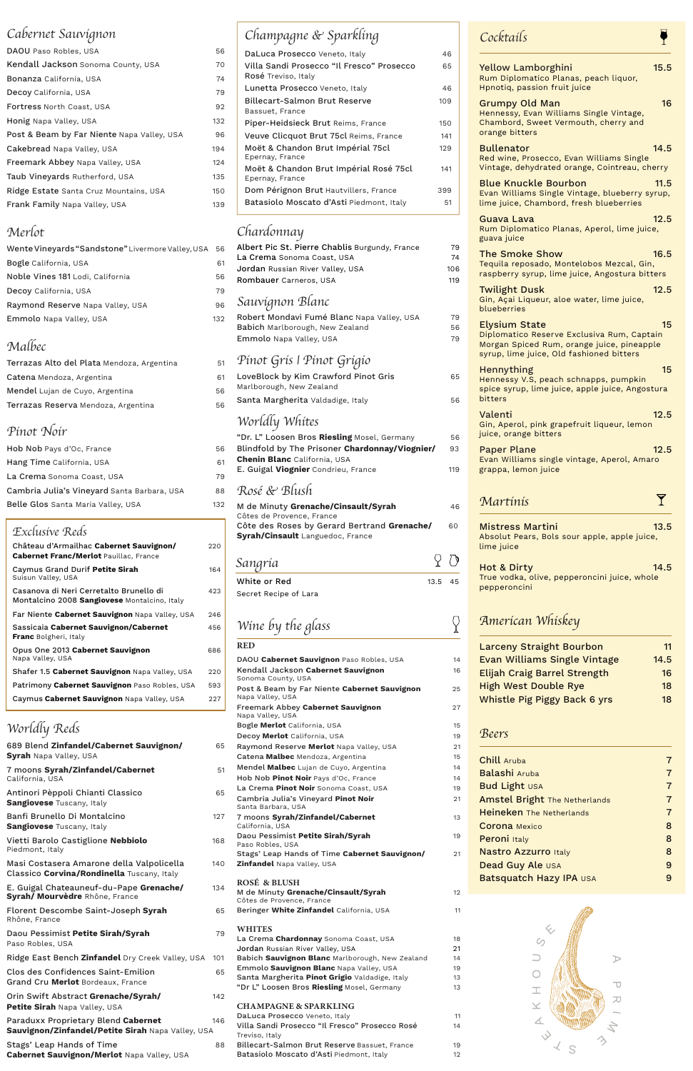## Cabernet Sauvignon

| | |
|---|---|
| DAOU Paso Robles, USA | 56 |
| Kendall Jackson Sonoma County, USA | 70 |
| Bonanza California, USA | 74 |
| Decoy California, USA | 79 |
| Fortress North Coast, USA | 92 |
| Honig Napa Valley, USA | 132 |
| Post & Beam by Far Niente Napa Valley, USA | 96 |
| Cakebread Napa Valley, USA | 194 |
| Freemark Abbey Napa Valley, USA | 124 |
| Taub Vineyards Rutherford, USA | 135 |
| Ridge Estate Santa Cruz Mountains, USA | 150 |
| Frank Family Napa Valley, USA | 139 |

## Merlot

| | |
|---|---|
| Wente Vineyards "Sandstone" Livermore Valley, USA | 56 |
| Bogle California, USA | 61 |
| Noble Vines 181 Lodi, California | 56 |
| Decoy California, USA | 79 |
| Raymond Reserve Napa Valley, USA | 96 |
| Emmolo Napa Valley, USA | 132 |

## Malbec

| | |
|---|---|
| Terrazas Alto del Plata Mendoza, Argentina | 51 |
| Catena Mendoza, Argentina | 61 |
| Mendel Lujan de Cuyo, Argentina | 56 |
| Terrazas Reserva Mendoza, Argentina | 56 |

## Pinot Noir

| | |
|---|---|
| Hob Nob Pays d'Oc, France | 56 |
| Hang Time California, USA | 61 |
| La Crema Sonoma Coast, USA | 79 |
| Cambria Julia's Vineyard Santa Barbara, USA | 88 |
| Belle Glos Santa Maria Valley, USA | 132 |

## Exclusive Reds

| | |
|---|---|
| Château d'Armailhac **Cabernet Sauvignon/ Cabernet Franc/Merlot** Pauillac, France | 220 |
| Caymus Grand Durif **Petite Sirah** Suisun Valley, USA | 164 |
| Casanova di Neri Cerretalto Brunello di Montalcino 2008 **Sangiovese** Montalcino, Italy | 423 |
| Far Niente **Cabernet Sauvignon** Napa Valley, USA | 246 |
| Sassicaia **Cabernet Sauvignon/Cabernet Franc** Bolgheri, Italy | 456 |
| Opus One 2013 **Cabernet Sauvignon** Napa Valley, USA | 686 |
| Shafer 1.5 **Cabernet Sauvignon** Napa Valley, USA | 220 |
| Patrimony **Cabernet Sauvignon** Paso Robles, USA | 593 |
| Caymus **Cabernet Sauvignon** Napa Valley, USA | 227 |

## Worldly Reds

| | |
|---|---|
| 689 Blend **Zinfandel/Cabernet Sauvignon/ Syrah** Napa Valley, USA | 65 |
| 7 moons **Syrah/Zinfandel/Cabernet** California, USA | 51 |
| Antinori Pèppoli Chianti Classico **Sangiovese** Tuscany, Italy | 65 |
| Banfi Brunello Di Montalcino **Sangiovese** Tuscany, Italy | 127 |
| Vietti Barolo Castiglione **Nebbiolo** Piedmont, Italy | 168 |
| Masi Costasera Amarone della Valpolicella Classico **Corvina/Rondinella** Tuscany, Italy | 140 |
| E. Guigal Chateauneuf-du-Pape **Grenache/ Syrah/ Mourvèdre** Rhône, France | 134 |
| Florent Descombe Saint-Joseph **Syrah** Rhône, France | 65 |
| Daou Pessimist **Petite Sirah/Syrah** Paso Robles, USA | 79 |
| Ridge East Bench **Zinfandel** Dry Creek Valley, USA | 101 |
| Clos des Confidences Saint-Emilion Grand Cru **Merlot** Bordeaux, France | 65 |
| Orin Swift Abstract **Grenache/Syrah/ Petite Sirah** Napa Valley, USA | 142 |
| Paraduxx Proprietary Blend **Cabernet Sauvignon/Zinfandel/Petite Sirah** Napa Valley, USA | 146 |
| Stags' Leap Hands of Time **Cabernet Sauvignon/Merlot** Napa Valley, USA | 88 |

## Champagne & Sparkling

| | |
|---|---|
| DaLuca Prosecco Veneto, Italy | 46 |
| Villa Sandi Prosecco "Il Fresco" Prosecco Rosé Treviso, Italy | 65 |
| Lunetta Prosecco Veneto, Italy | 46 |
| Billecart-Salmon Brut Reserve Bassuet, France | 109 |
| Piper-Heidsieck Brut Reims, France | 150 |
| Veuve Clicquot Brut 75cl Reims, France | 141 |
| Moët & Chandon Brut Impérial 75cl Epernay, France | 129 |
| Moët & Chandon Brut Impérial Rosé 75cl Epernay, France | 141 |
| Dom Pérignon Brut Hautvillers, France | 399 |
| Batasiolo Moscato d'Asti Piedmont, Italy | 51 |

## Chardonnay

| | |
|---|---|
| Albert Pic St. Pierre Chablis Burgundy, France | 79 |
| La Crema Sonoma Coast, USA | 74 |
| Jordan Russian River Valley, USA | 106 |
| Rombauer Carneros, USA | 119 |

## Sauvignon Blanc

| | |
|---|---|
| Robert Mondavi Fumé Blanc Napa Valley, USA | 79 |
| Babich Marlborough, New Zealand | 56 |
| Emmolo Napa Valley, USA | 79 |

## Pinot Gris | Pinot Grigio

| | |
|---|---|
| LoveBlock by Kim Crawford Pinot Gris Marlborough, New Zealand | 65 |
| Santa Margherita Valdadige, Italy | 56 |

## Worldly Whites

| | |
|---|---|
| "Dr. L" Loosen Bros **Riesling** Mosel, Germany | 56 |
| Blindfold by The Prisoner **Chardonnay/Viognier/ Chenin Blanc** California, USA | 93 |
| E. Guigal **Viognier** Condrieu, France | 119 |

## Rosé & Blush

| | |
|---|---|
| M de Minuty **Grenache/Cinsault/Syrah** Côtes de Provence, France | 46 |
| Côte des Roses by Gerard Bertrand **Grenache/ Syrah/Cinsault** Languedoc, France | 60 |

## Sangria

| | | |
|---|---|---|
| White or Red | 13.5 | 45 |

Secret Recipe of Lara

## Wine by the glass

**RED**

| | |
|---|---|
| DAOU **Cabernet Sauvignon** Paso Robles, USA | 14 |
| Kendall Jackson **Cabernet Sauvignon** Sonoma County, USA | 16 |
| Post & Beam by Far Niente **Cabernet Sauvignon** Napa Valley, USA | 25 |
| Freemark Abbey **Cabernet Sauvignon** Napa Valley, USA | 27 |
| Bogle **Merlot** California, USA | 15 |
| Decoy **Merlot** California, USA | 19 |
| Raymond Reserve **Merlot** Napa Valley, USA | 21 |
| Catena **Malbec** Mendoza, Argentina | 15 |
| Mendel **Malbec** Lujan de Cuyo, Argentina | 14 |
| Hob Nob **Pinot Noir** Pays d'Oc, France | 14 |
| La Crema **Pinot Noir** Sonoma Coast, USA | 19 |
| Cambria Julia's Vineyard **Pinot Noir** Santa Barbara, USA | 21 |
| 7 moons **Syrah/Zinfandel/Cabernet** California, USA | 13 |
| Daou Pessimist **Petite Sirah/Syrah** Paso Robles, USA | 19 |
| Stags' Leap Hands of Time **Cabernet Sauvignon/ Zinfandel** Napa Valley, USA | 21 |

**ROSÉ & BLUSH**

| | |
|---|---|
| M de Minuty **Grenache/Cinsault/Syrah** Côtes de Provence, France | 12 |
| Beringer **White Zinfandel** California, USA | 11 |

**WHITES**

| | |
|---|---|
| La Crema **Chardonnay** Sonoma Coast, USA | 18 |
| Jordan Russian River Valley, USA | 21 |
| Babich **Sauvignon Blanc** Marlborough, New Zealand | 14 |
| Emmolo **Sauvignon Blanc** Napa Valley, USA | 19 |
| Santa Margherita **Pinot Grigio** Valdadige, Italy | 13 |
| "Dr L" Loosen Bros **Riesling** Mosel, Germany | 13 |

**CHAMPAGNE & SPARKLING**

| | |
|---|---|
| DaLuca Prosecco Veneto, Italy | 11 |
| Villa Sandi Prosecco "Il Fresco" Prosecco Rosé Treviso, Italy | 14 |
| Billecart-Salmon Brut Reserve Bassuet, France | 19 |
| Batasiolo Moscato d'Asti Piedmont, Italy | 12 |

## Cocktails

**Yellow Lamborghini** 15.5
Rum Diplomatico Planas, peach liquor, Hpnotiq, passion fruit juice

**Grumpy Old Man** 16
Hennessy, Evan Williams Single Vintage, Chambord, Sweet Vermouth, cherry and orange bitters

**Bullenator** 14.5
Red wine, Prosecco, Evan Williams Single Vintage, dehydrated orange, Cointreau, cherry

**Blue Knuckle Bourbon** 11.5
Evan Williams Single Vintage, blueberry syrup, lime juice, Chambord, fresh blueberries

**Guava Lava** 12.5
Rum Diplomatico Planas, Aperol, lime juice, guava juice

**The Smoke Show** 16.5
Tequila reposado, Montelobos Mezcal, Gin, raspberry syrup, lime juice, Angostura bitters

**Twilight Dusk** 12.5
Gin, Açaí Liqueur, aloe water, lime juice, blueberries

**Elysium State** 15
Diplomatico Reserve Exclusiva Rum, Captain Morgan Spiced Rum, orange juice, pineapple syrup, lime juice, Old fashioned bitters

**Hennything** 15
Hennessy V.S, peach schnapps, pumpkin spice syrup, lime juice, apple juice, Angostura bitters

**Valenti** 12.5
Gin, Aperol, pink grapefruit liqueur, lemon juice, orange bitters

**Paper Plane** 12.5
Evan Williams single vintage, Aperol, Amaro grappa, lemon juice

## Martinis

**Mistress Martini** 13.5
Absolut Pears, Bols sour apple, apple juice, lime juice

**Hot & Dirty** 14.5
True vodka, olive, pepperoncini juice, whole pepperoncini

## American Whiskey

| | |
|---|---|
| Larceny Straight Bourbon | 11 |
| Evan Williams Single Vintage | 14.5 |
| Elijah Craig Barrel Strength | 16 |
| High West Double Rye | 18 |
| Whistle Pig Piggy Back 6 yrs | 18 |

## Beers

| | |
|---|---|
| Chill Aruba | 7 |
| Balashi Aruba | 7 |
| Bud Light USA | 7 |
| Amstel Bright The Netherlands | 7 |
| Heineken The Netherlands | 7 |
| Corona Mexico | 8 |
| Peroni Italy | 8 |
| Nastro Azzurro Italy | 8 |
| Dead Guy Ale USA | 9 |
| Batsquatch Hazy IPA USA | 9 |

STEAKHOUSE PRIME